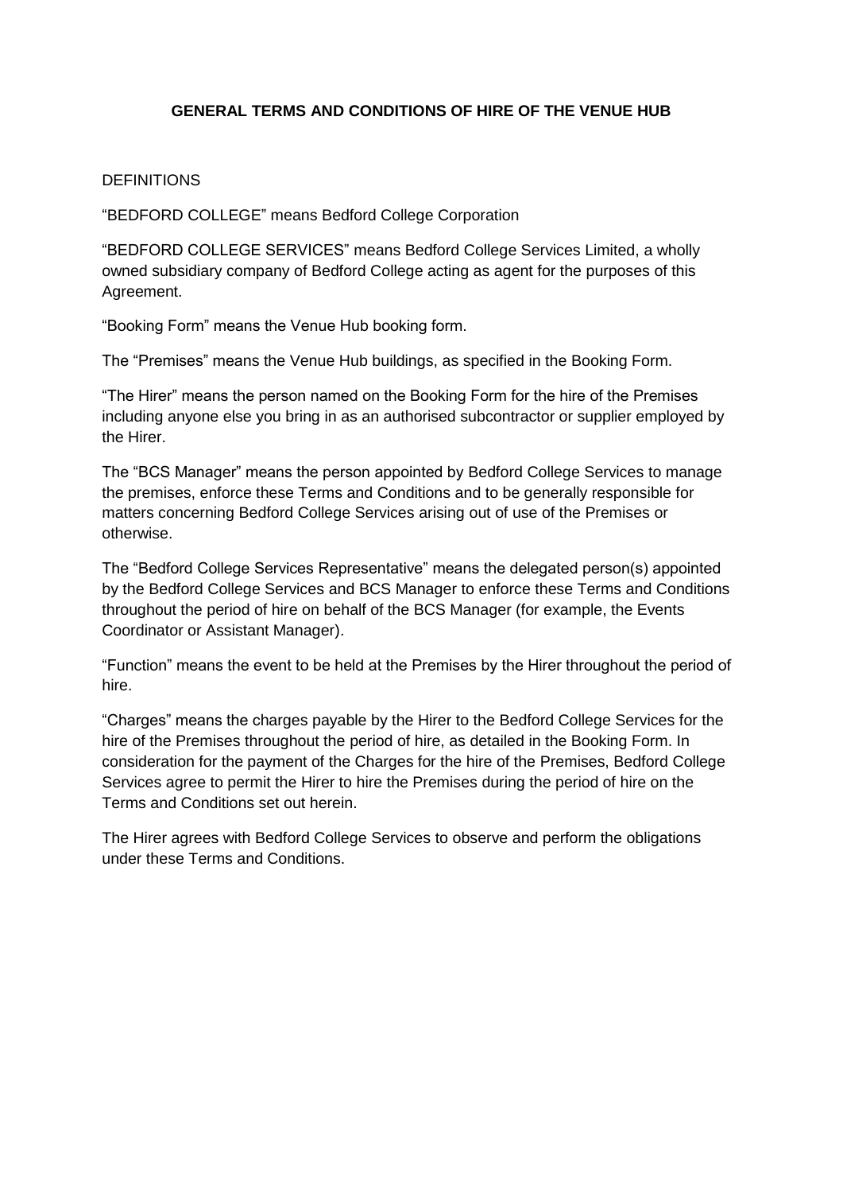# GENERAL TERMS AND CONDITIONS OF HIRE OF THE VENUE HUB

DEFINITIONS

“BEDFORD COLLEGE” means Bedford College Corporation

“BEDFORD COLLEGE SERVICES” means Bedford College Services Limited, a wholly owned subsidiary company of Bedford College acting as agent for the purposes of this Agreement.

“Booking Form” means the Venue Hub booking form.

The “Premises” means the Venue Hub buildings, as specified in the Booking Form.

“The Hirer” means the person named on the Booking Form for the hire of the Premises including anyone else you bring in as an authorised subcontractor or supplier employed by the Hirer.

The “BCS Manager” means the person appointed by Bedford College Services to manage the premises, enforce these Terms and Conditions and to be generally responsible for matters concerning Bedford College Services arising out of use of the Premises or otherwise.

The “Bedford College Services Representative” means the delegated person(s) appointed by the Bedford College Services and BCS Manager to enforce these Terms and Conditions throughout the period of hire on behalf of the BCS Manager (for example, the Events Coordinator or Assistant Manager).

“Function” means the event to be held at the Premises by the Hirer throughout the period of hire.

“Charges” means the charges payable by the Hirer to the Bedford College Services for the hire of the Premises throughout the period of hire, as detailed in the Booking Form. In consideration for the payment of the Charges for the hire of the Premises, Bedford College Services agree to permit the Hirer to hire the Premises during the period of hire on the Terms and Conditions set out herein.

The Hirer agrees with Bedford College Services to observe and perform the obligations under these Terms and Conditions.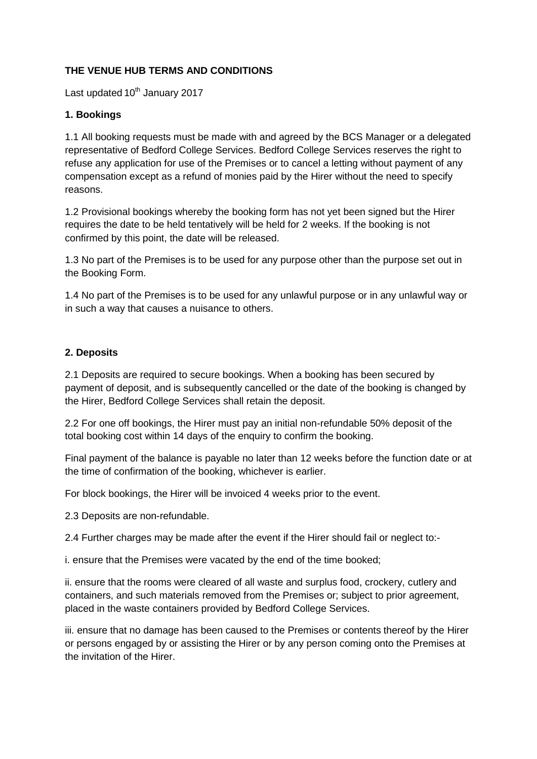**THE VENUE HUB TERMS AND CONDITIONS**

Last updated 10th January 2017

**1. Bookings**

1.1 All booking requests must be made with and agreed by the BCS Manager or a delegated representative of Bedford College Services. Bedford College Services reserves the right to refuse any application for use of the Premises or to cancel a letting without payment of any compensation except as a refund of monies paid by the Hirer without the need to specify reasons.

1.2 Provisional bookings whereby the booking form has not yet been signed but the Hirer requires the date to be held tentatively will be held for 2 weeks. If the booking is not confirmed by this point, the date will be released.

1.3 No part of the Premises is to be used for any purpose other than the purpose set out in the Booking Form.

1.4 No part of the Premises is to be used for any unlawful purpose or in any unlawful way or in such a way that causes a nuisance to others.

**2. Deposits**

2.1 Deposits are required to secure bookings. When a booking has been secured by payment of deposit, and is subsequently cancelled or the date of the booking is changed by the Hirer, Bedford College Services shall retain the deposit.

2.2 For one off bookings, the Hirer must pay an initial non-refundable 50% deposit of the total booking cost within 14 days of the enquiry to confirm the booking.

Final payment of the balance is payable no later than 12 weeks before the function date or at the time of confirmation of the booking, whichever is earlier.

For block bookings, the Hirer will be invoiced 4 weeks prior to the event.

2.3 Deposits are non-refundable.

2.4 Further charges may be made after the event if the Hirer should fail or neglect to:-

i. ensure that the Premises were vacated by the end of the time booked;

ii. ensure that the rooms were cleared of all waste and surplus food, crockery, cutlery and containers, and such materials removed from the Premises or; subject to prior agreement, placed in the waste containers provided by Bedford College Services.

iii. ensure that no damage has been caused to the Premises or contents thereof by the Hirer or persons engaged by or assisting the Hirer or by any person coming onto the Premises at the invitation of the Hirer.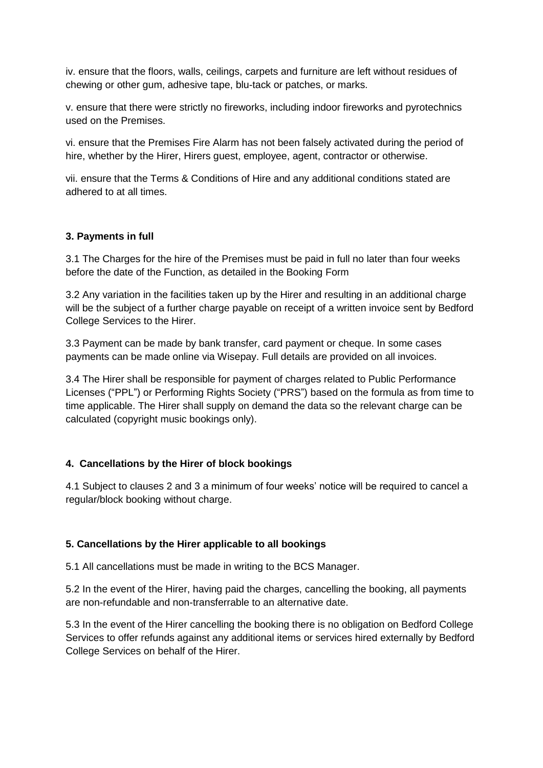iv. ensure that the floors, walls, ceilings, carpets and furniture are left without residues of chewing or other gum, adhesive tape, blu-tack or patches, or marks.

v. ensure that there were strictly no fireworks, including indoor fireworks and pyrotechnics used on the Premises.

vi. ensure that the Premises Fire Alarm has not been falsely activated during the period of hire, whether by the Hirer, Hirers guest, employee, agent, contractor or otherwise.

vii. ensure that the Terms & Conditions of Hire and any additional conditions stated are adhered to at all times.

### 3. Payments in full

3.1 The Charges for the hire of the Premises must be paid in full no later than four weeks before the date of the Function, as detailed in the Booking Form

3.2 Any variation in the facilities taken up by the Hirer and resulting in an additional charge will be the subject of a further charge payable on receipt of a written invoice sent by Bedford College Services to the Hirer.

3.3 Payment can be made by bank transfer, card payment or cheque. In some cases payments can be made online via Wisepay. Full details are provided on all invoices.

3.4 The Hirer shall be responsible for payment of charges related to Public Performance Licenses ("PPL") or Performing Rights Society ("PRS") based on the formula as from time to time applicable. The Hirer shall supply on demand the data so the relevant charge can be calculated (copyright music bookings only).

### 4. Cancellations by the Hirer of block bookings

4.1 Subject to clauses 2 and 3 a minimum of four weeks' notice will be required to cancel a regular/block booking without charge.

### 5. Cancellations by the Hirer applicable to all bookings

5.1 All cancellations must be made in writing to the BCS Manager.

5.2 In the event of the Hirer, having paid the charges, cancelling the booking, all payments are non-refundable and non-transferrable to an alternative date.

5.3 In the event of the Hirer cancelling the booking there is no obligation on Bedford College Services to offer refunds against any additional items or services hired externally by Bedford College Services on behalf of the Hirer.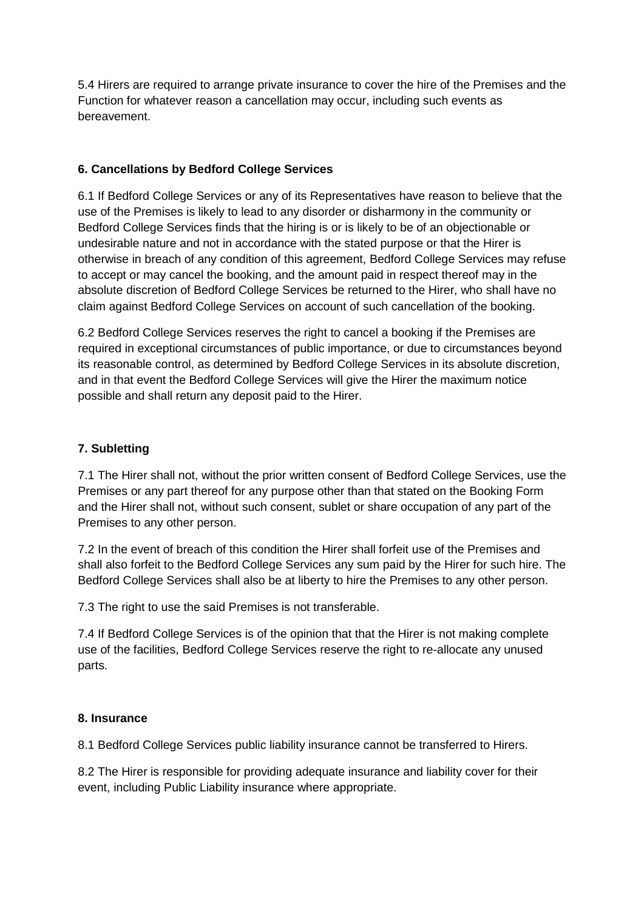5.4 Hirers are required to arrange private insurance to cover the hire of the Premises and the Function for whatever reason a cancellation may occur, including such events as bereavement.

**6. Cancellations by Bedford College Services**

6.1 If Bedford College Services or any of its Representatives have reason to believe that the use of the Premises is likely to lead to any disorder or disharmony in the community or Bedford College Services finds that the hiring is or is likely to be of an objectionable or undesirable nature and not in accordance with the stated purpose or that the Hirer is otherwise in breach of any condition of this agreement, Bedford College Services may refuse to accept or may cancel the booking, and the amount paid in respect thereof may in the absolute discretion of Bedford College Services be returned to the Hirer, who shall have no claim against Bedford College Services on account of such cancellation of the booking.

6.2 Bedford College Services reserves the right to cancel a booking if the Premises are required in exceptional circumstances of public importance, or due to circumstances beyond its reasonable control, as determined by Bedford College Services in its absolute discretion, and in that event the Bedford College Services will give the Hirer the maximum notice possible and shall return any deposit paid to the Hirer.

**7. Subletting**

7.1 The Hirer shall not, without the prior written consent of Bedford College Services, use the Premises or any part thereof for any purpose other than that stated on the Booking Form and the Hirer shall not, without such consent, sublet or share occupation of any part of the Premises to any other person.

7.2 In the event of breach of this condition the Hirer shall forfeit use of the Premises and shall also forfeit to the Bedford College Services any sum paid by the Hirer for such hire. The Bedford College Services shall also be at liberty to hire the Premises to any other person.

7.3 The right to use the said Premises is not transferable.

7.4 If Bedford College Services is of the opinion that that the Hirer is not making complete use of the facilities, Bedford College Services reserve the right to re-allocate any unused parts.

**8. Insurance**

8.1 Bedford College Services public liability insurance cannot be transferred to Hirers.

8.2 The Hirer is responsible for providing adequate insurance and liability cover for their event, including Public Liability insurance where appropriate.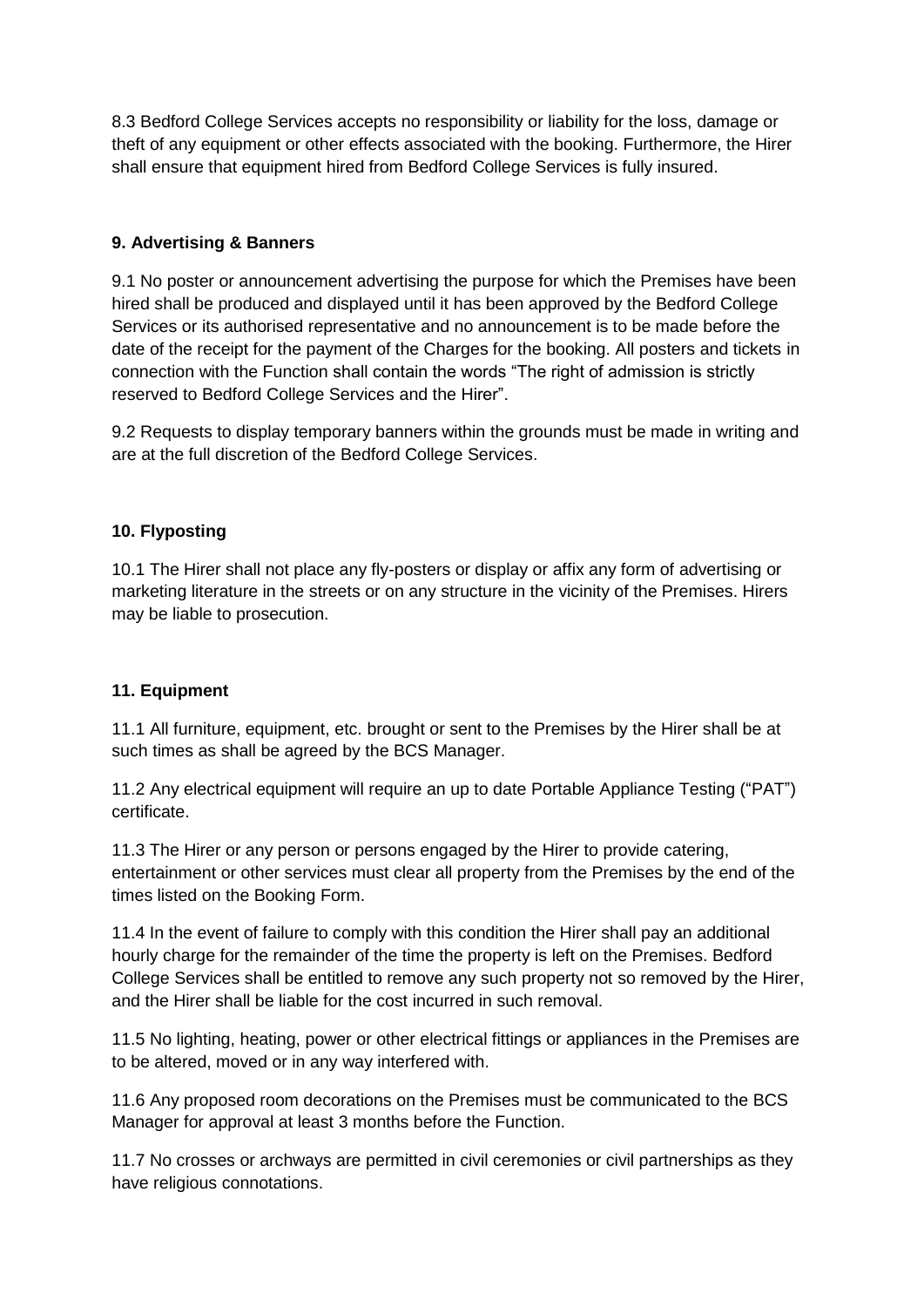8.3 Bedford College Services accepts no responsibility or liability for the loss, damage or theft of any equipment or other effects associated with the booking. Furthermore, the Hirer shall ensure that equipment hired from Bedford College Services is fully insured.

**9. Advertising & Banners**

9.1 No poster or announcement advertising the purpose for which the Premises have been hired shall be produced and displayed until it has been approved by the Bedford College Services or its authorised representative and no announcement is to be made before the date of the receipt for the payment of the Charges for the booking. All posters and tickets in connection with the Function shall contain the words "The right of admission is strictly reserved to Bedford College Services and the Hirer".

9.2 Requests to display temporary banners within the grounds must be made in writing and are at the full discretion of the Bedford College Services.

**10. Flyposting**

10.1 The Hirer shall not place any fly-posters or display or affix any form of advertising or marketing literature in the streets or on any structure in the vicinity of the Premises. Hirers may be liable to prosecution.

**11. Equipment**

11.1 All furniture, equipment, etc. brought or sent to the Premises by the Hirer shall be at such times as shall be agreed by the BCS Manager.

11.2 Any electrical equipment will require an up to date Portable Appliance Testing ("PAT") certificate.

11.3 The Hirer or any person or persons engaged by the Hirer to provide catering, entertainment or other services must clear all property from the Premises by the end of the times listed on the Booking Form.

11.4 In the event of failure to comply with this condition the Hirer shall pay an additional hourly charge for the remainder of the time the property is left on the Premises. Bedford College Services shall be entitled to remove any such property not so removed by the Hirer, and the Hirer shall be liable for the cost incurred in such removal.

11.5 No lighting, heating, power or other electrical fittings or appliances in the Premises are to be altered, moved or in any way interfered with.

11.6 Any proposed room decorations on the Premises must be communicated to the BCS Manager for approval at least 3 months before the Function.

11.7 No crosses or archways are permitted in civil ceremonies or civil partnerships as they have religious connotations.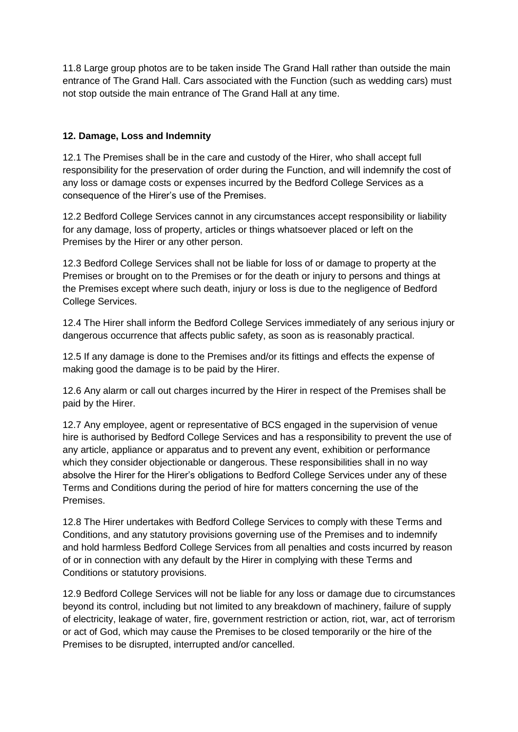11.8 Large group photos are to be taken inside The Grand Hall rather than outside the main entrance of The Grand Hall. Cars associated with the Function (such as wedding cars) must not stop outside the main entrance of The Grand Hall at any time.

**12. Damage, Loss and Indemnity**

12.1 The Premises shall be in the care and custody of the Hirer, who shall accept full responsibility for the preservation of order during the Function, and will indemnify the cost of any loss or damage costs or expenses incurred by the Bedford College Services as a consequence of the Hirer's use of the Premises.

12.2 Bedford College Services cannot in any circumstances accept responsibility or liability for any damage, loss of property, articles or things whatsoever placed or left on the Premises by the Hirer or any other person.

12.3 Bedford College Services shall not be liable for loss of or damage to property at the Premises or brought on to the Premises or for the death or injury to persons and things at the Premises except where such death, injury or loss is due to the negligence of Bedford College Services.

12.4 The Hirer shall inform the Bedford College Services immediately of any serious injury or dangerous occurrence that affects public safety, as soon as is reasonably practical.

12.5 If any damage is done to the Premises and/or its fittings and effects the expense of making good the damage is to be paid by the Hirer.

12.6 Any alarm or call out charges incurred by the Hirer in respect of the Premises shall be paid by the Hirer.

12.7 Any employee, agent or representative of BCS engaged in the supervision of venue hire is authorised by Bedford College Services and has a responsibility to prevent the use of any article, appliance or apparatus and to prevent any event, exhibition or performance which they consider objectionable or dangerous. These responsibilities shall in no way absolve the Hirer for the Hirer's obligations to Bedford College Services under any of these Terms and Conditions during the period of hire for matters concerning the use of the Premises.

12.8 The Hirer undertakes with Bedford College Services to comply with these Terms and Conditions, and any statutory provisions governing use of the Premises and to indemnify and hold harmless Bedford College Services from all penalties and costs incurred by reason of or in connection with any default by the Hirer in complying with these Terms and Conditions or statutory provisions.

12.9 Bedford College Services will not be liable for any loss or damage due to circumstances beyond its control, including but not limited to any breakdown of machinery, failure of supply of electricity, leakage of water, fire, government restriction or action, riot, war, act of terrorism or act of God, which may cause the Premises to be closed temporarily or the hire of the Premises to be disrupted, interrupted and/or cancelled.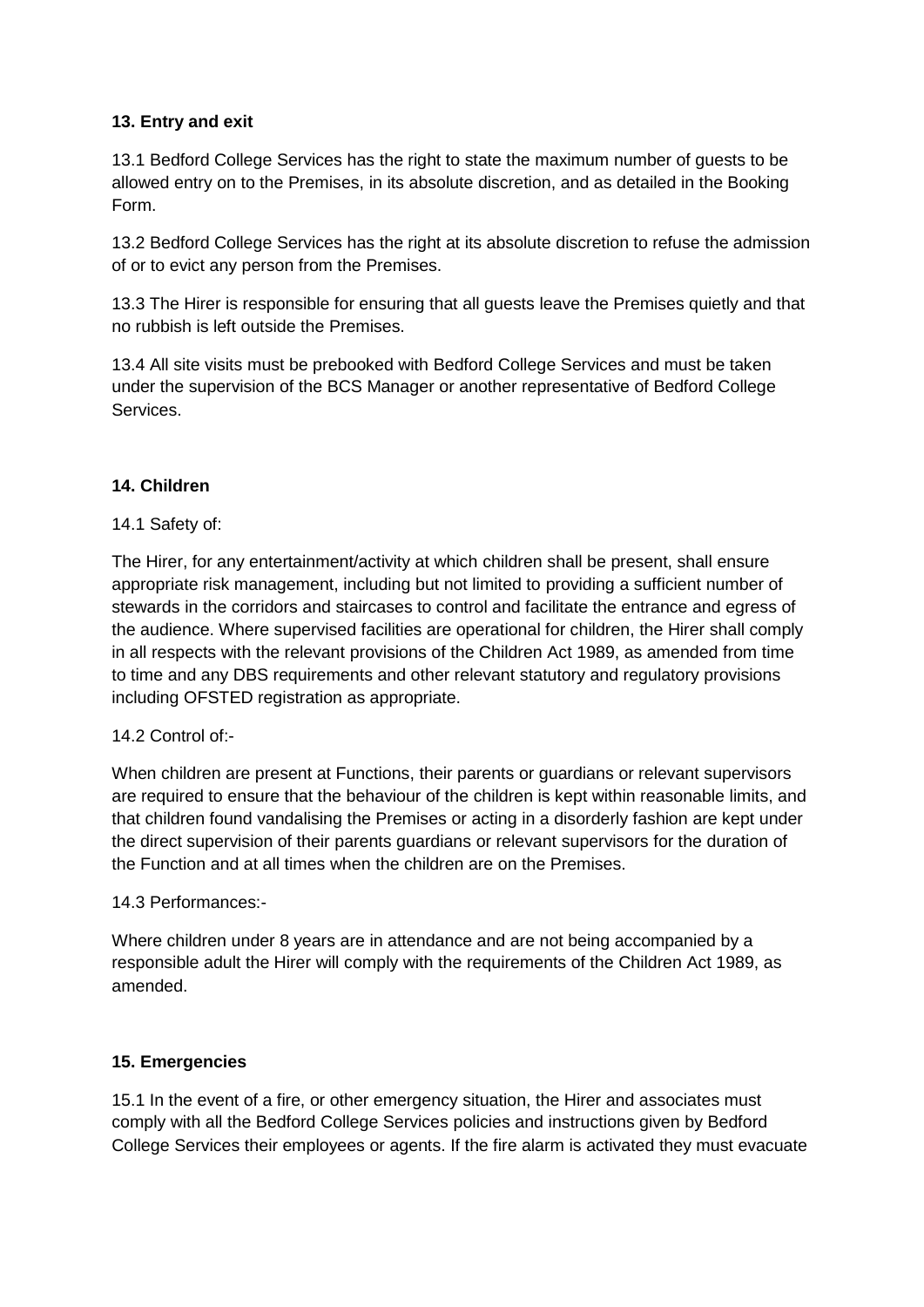**13. Entry and exit**

13.1 Bedford College Services has the right to state the maximum number of guests to be allowed entry on to the Premises, in its absolute discretion, and as detailed in the Booking Form.

13.2 Bedford College Services has the right at its absolute discretion to refuse the admission of or to evict any person from the Premises.

13.3 The Hirer is responsible for ensuring that all guests leave the Premises quietly and that no rubbish is left outside the Premises.

13.4 All site visits must be prebooked with Bedford College Services and must be taken under the supervision of the BCS Manager or another representative of Bedford College Services.

**14. Children**

14.1 Safety of:

The Hirer, for any entertainment/activity at which children shall be present, shall ensure appropriate risk management, including but not limited to providing a sufficient number of stewards in the corridors and staircases to control and facilitate the entrance and egress of the audience. Where supervised facilities are operational for children, the Hirer shall comply in all respects with the relevant provisions of the Children Act 1989, as amended from time to time and any DBS requirements and other relevant statutory and regulatory provisions including OFSTED registration as appropriate.

14.2 Control of:-

When children are present at Functions, their parents or guardians or relevant supervisors are required to ensure that the behaviour of the children is kept within reasonable limits, and that children found vandalising the Premises or acting in a disorderly fashion are kept under the direct supervision of their parents guardians or relevant supervisors for the duration of the Function and at all times when the children are on the Premises.

14.3 Performances:-

Where children under 8 years are in attendance and are not being accompanied by a responsible adult the Hirer will comply with the requirements of the Children Act 1989, as amended.

**15. Emergencies**

15.1 In the event of a fire, or other emergency situation, the Hirer and associates must comply with all the Bedford College Services policies and instructions given by Bedford College Services their employees or agents. If the fire alarm is activated they must evacuate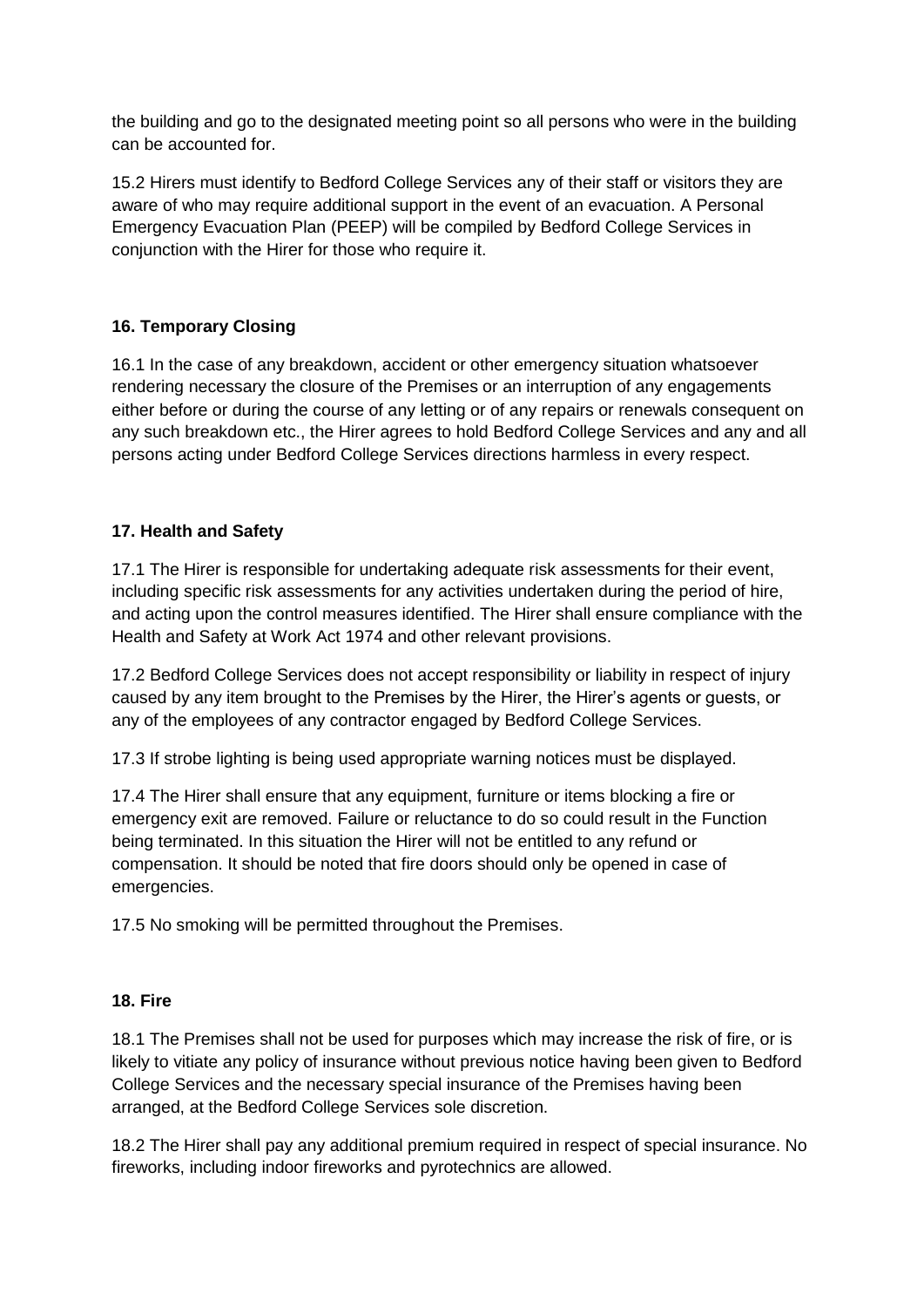the building and go to the designated meeting point so all persons who were in the building can be accounted for.

15.2 Hirers must identify to Bedford College Services any of their staff or visitors they are aware of who may require additional support in the event of an evacuation. A Personal Emergency Evacuation Plan (PEEP) will be compiled by Bedford College Services in conjunction with the Hirer for those who require it.

**16. Temporary Closing**

16.1 In the case of any breakdown, accident or other emergency situation whatsoever rendering necessary the closure of the Premises or an interruption of any engagements either before or during the course of any letting or of any repairs or renewals consequent on any such breakdown etc., the Hirer agrees to hold Bedford College Services and any and all persons acting under Bedford College Services directions harmless in every respect.

**17. Health and Safety**

17.1 The Hirer is responsible for undertaking adequate risk assessments for their event, including specific risk assessments for any activities undertaken during the period of hire, and acting upon the control measures identified. The Hirer shall ensure compliance with the Health and Safety at Work Act 1974 and other relevant provisions.

17.2 Bedford College Services does not accept responsibility or liability in respect of injury caused by any item brought to the Premises by the Hirer, the Hirer's agents or guests, or any of the employees of any contractor engaged by Bedford College Services.

17.3 If strobe lighting is being used appropriate warning notices must be displayed.

17.4 The Hirer shall ensure that any equipment, furniture or items blocking a fire or emergency exit are removed. Failure or reluctance to do so could result in the Function being terminated. In this situation the Hirer will not be entitled to any refund or compensation. It should be noted that fire doors should only be opened in case of emergencies.

17.5 No smoking will be permitted throughout the Premises.

**18. Fire**

18.1 The Premises shall not be used for purposes which may increase the risk of fire, or is likely to vitiate any policy of insurance without previous notice having been given to Bedford College Services and the necessary special insurance of the Premises having been arranged, at the Bedford College Services sole discretion.

18.2 The Hirer shall pay any additional premium required in respect of special insurance. No fireworks, including indoor fireworks and pyrotechnics are allowed.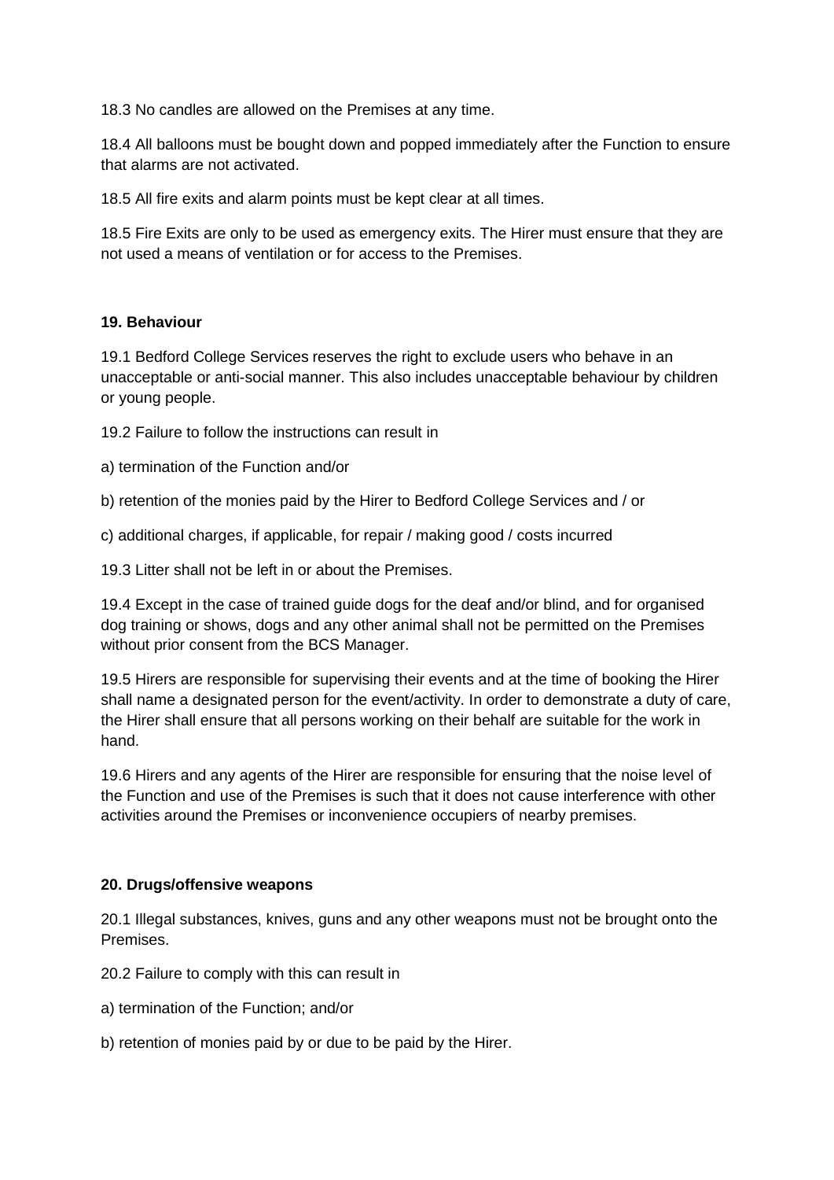18.3 No candles are allowed on the Premises at any time.

18.4 All balloons must be bought down and popped immediately after the Function to ensure that alarms are not activated.

18.5 All fire exits and alarm points must be kept clear at all times.

18.5 Fire Exits are only to be used as emergency exits. The Hirer must ensure that they are not used a means of ventilation or for access to the Premises.

**19. Behaviour**

19.1 Bedford College Services reserves the right to exclude users who behave in an unacceptable or anti-social manner. This also includes unacceptable behaviour by children or young people.

19.2 Failure to follow the instructions can result in

a) termination of the Function and/or

b) retention of the monies paid by the Hirer to Bedford College Services and / or

c) additional charges, if applicable, for repair / making good / costs incurred

19.3 Litter shall not be left in or about the Premises.

19.4 Except in the case of trained guide dogs for the deaf and/or blind, and for organised dog training or shows, dogs and any other animal shall not be permitted on the Premises without prior consent from the BCS Manager.

19.5 Hirers are responsible for supervising their events and at the time of booking the Hirer shall name a designated person for the event/activity. In order to demonstrate a duty of care, the Hirer shall ensure that all persons working on their behalf are suitable for the work in hand.

19.6 Hirers and any agents of the Hirer are responsible for ensuring that the noise level of the Function and use of the Premises is such that it does not cause interference with other activities around the Premises or inconvenience occupiers of nearby premises.

**20. Drugs/offensive weapons**

20.1 Illegal substances, knives, guns and any other weapons must not be brought onto the Premises.

20.2 Failure to comply with this can result in

a) termination of the Function; and/or

b) retention of monies paid by or due to be paid by the Hirer.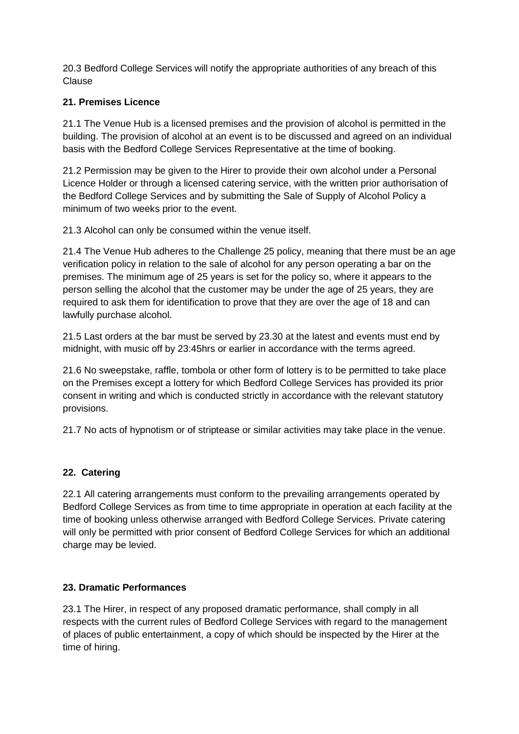20.3 Bedford College Services will notify the appropriate authorities of any breach of this Clause

**21. Premises Licence**

21.1 The Venue Hub is a licensed premises and the provision of alcohol is permitted in the building. The provision of alcohol at an event is to be discussed and agreed on an individual basis with the Bedford College Services Representative at the time of booking.

21.2 Permission may be given to the Hirer to provide their own alcohol under a Personal Licence Holder or through a licensed catering service, with the written prior authorisation of the Bedford College Services and by submitting the Sale of Supply of Alcohol Policy a minimum of two weeks prior to the event.

21.3 Alcohol can only be consumed within the venue itself.

21.4 The Venue Hub adheres to the Challenge 25 policy, meaning that there must be an age verification policy in relation to the sale of alcohol for any person operating a bar on the premises. The minimum age of 25 years is set for the policy so, where it appears to the person selling the alcohol that the customer may be under the age of 25 years, they are required to ask them for identification to prove that they are over the age of 18 and can lawfully purchase alcohol.

21.5 Last orders at the bar must be served by 23.30 at the latest and events must end by midnight, with music off by 23:45hrs or earlier in accordance with the terms agreed.

21.6 No sweepstake, raffle, tombola or other form of lottery is to be permitted to take place on the Premises except a lottery for which Bedford College Services has provided its prior consent in writing and which is conducted strictly in accordance with the relevant statutory provisions.

21.7 No acts of hypnotism or of striptease or similar activities may take place in the venue.

**22. Catering**

22.1 All catering arrangements must conform to the prevailing arrangements operated by Bedford College Services as from time to time appropriate in operation at each facility at the time of booking unless otherwise arranged with Bedford College Services. Private catering will only be permitted with prior consent of Bedford College Services for which an additional charge may be levied.

**23. Dramatic Performances**

23.1 The Hirer, in respect of any proposed dramatic performance, shall comply in all respects with the current rules of Bedford College Services with regard to the management of places of public entertainment, a copy of which should be inspected by the Hirer at the time of hiring.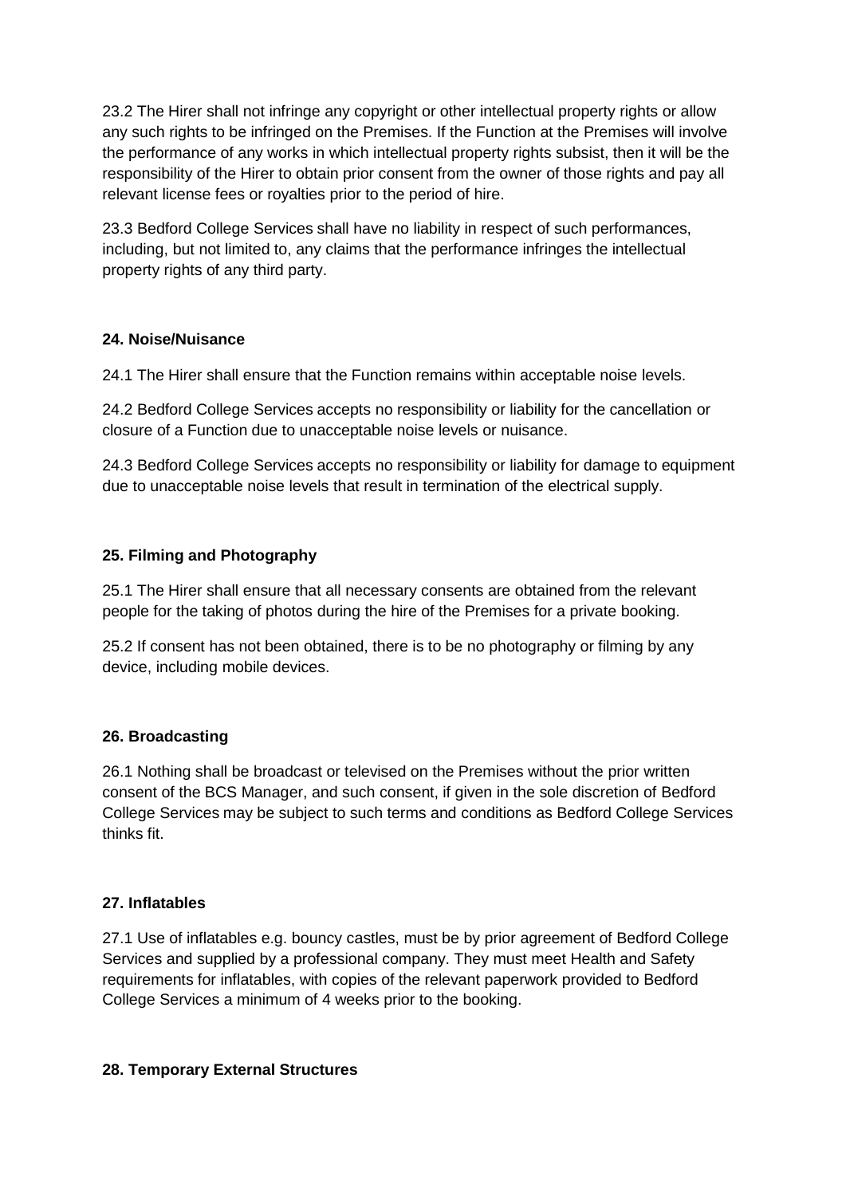23.2 The Hirer shall not infringe any copyright or other intellectual property rights or allow any such rights to be infringed on the Premises. If the Function at the Premises will involve the performance of any works in which intellectual property rights subsist, then it will be the responsibility of the Hirer to obtain prior consent from the owner of those rights and pay all relevant license fees or royalties prior to the period of hire.

23.3 Bedford College Services shall have no liability in respect of such performances, including, but not limited to, any claims that the performance infringes the intellectual property rights of any third party.

**24. Noise/Nuisance**

24.1 The Hirer shall ensure that the Function remains within acceptable noise levels.

24.2 Bedford College Services accepts no responsibility or liability for the cancellation or closure of a Function due to unacceptable noise levels or nuisance.

24.3 Bedford College Services accepts no responsibility or liability for damage to equipment due to unacceptable noise levels that result in termination of the electrical supply.

**25. Filming and Photography**

25.1 The Hirer shall ensure that all necessary consents are obtained from the relevant people for the taking of photos during the hire of the Premises for a private booking.

25.2 If consent has not been obtained, there is to be no photography or filming by any device, including mobile devices.

**26. Broadcasting**

26.1 Nothing shall be broadcast or televised on the Premises without the prior written consent of the BCS Manager, and such consent, if given in the sole discretion of Bedford College Services may be subject to such terms and conditions as Bedford College Services thinks fit.

**27. Inflatables**

27.1 Use of inflatables e.g. bouncy castles, must be by prior agreement of Bedford College Services and supplied by a professional company. They must meet Health and Safety requirements for inflatables, with copies of the relevant paperwork provided to Bedford College Services a minimum of 4 weeks prior to the booking.

**28. Temporary External Structures**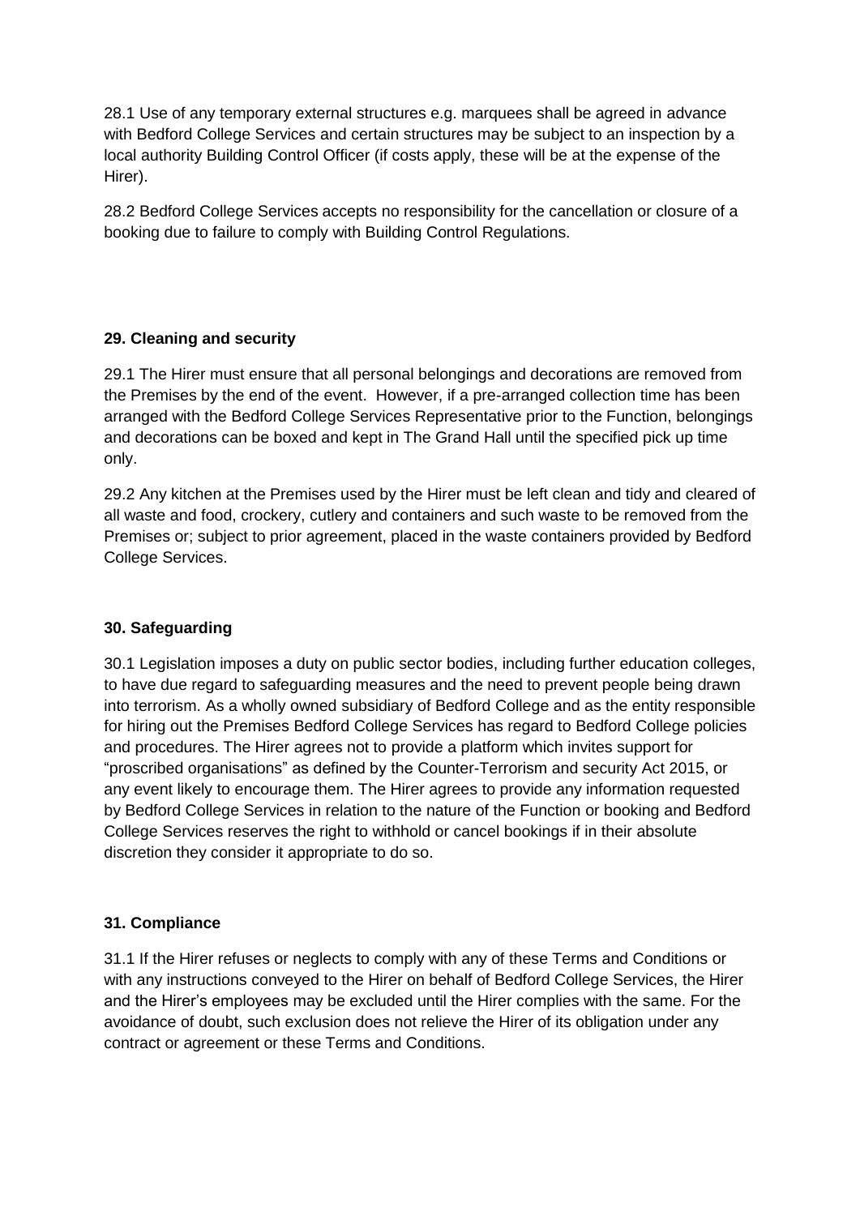28.1 Use of any temporary external structures e.g. marquees shall be agreed in advance with Bedford College Services and certain structures may be subject to an inspection by a local authority Building Control Officer (if costs apply, these will be at the expense of the Hirer).

28.2 Bedford College Services accepts no responsibility for the cancellation or closure of a booking due to failure to comply with Building Control Regulations.

**29. Cleaning and security**

29.1 The Hirer must ensure that all personal belongings and decorations are removed from the Premises by the end of the event. However, if a pre-arranged collection time has been arranged with the Bedford College Services Representative prior to the Function, belongings and decorations can be boxed and kept in The Grand Hall until the specified pick up time only.

29.2 Any kitchen at the Premises used by the Hirer must be left clean and tidy and cleared of all waste and food, crockery, cutlery and containers and such waste to be removed from the Premises or; subject to prior agreement, placed in the waste containers provided by Bedford College Services.

**30. Safeguarding**

30.1 Legislation imposes a duty on public sector bodies, including further education colleges, to have due regard to safeguarding measures and the need to prevent people being drawn into terrorism. As a wholly owned subsidiary of Bedford College and as the entity responsible for hiring out the Premises Bedford College Services has regard to Bedford College policies and procedures. The Hirer agrees not to provide a platform which invites support for "proscribed organisations" as defined by the Counter-Terrorism and security Act 2015, or any event likely to encourage them. The Hirer agrees to provide any information requested by Bedford College Services in relation to the nature of the Function or booking and Bedford College Services reserves the right to withhold or cancel bookings if in their absolute discretion they consider it appropriate to do so.

**31. Compliance**

31.1 If the Hirer refuses or neglects to comply with any of these Terms and Conditions or with any instructions conveyed to the Hirer on behalf of Bedford College Services, the Hirer and the Hirer's employees may be excluded until the Hirer complies with the same. For the avoidance of doubt, such exclusion does not relieve the Hirer of its obligation under any contract or agreement or these Terms and Conditions.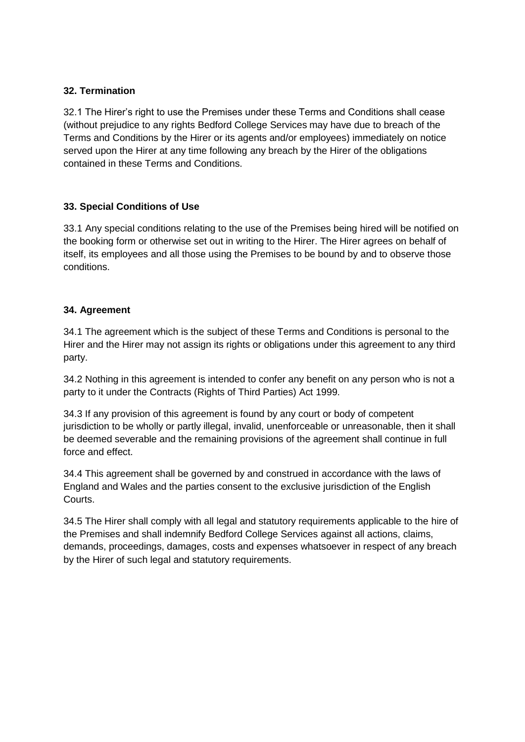**32. Termination**

32.1 The Hirer's right to use the Premises under these Terms and Conditions shall cease (without prejudice to any rights Bedford College Services may have due to breach of the Terms and Conditions by the Hirer or its agents and/or employees) immediately on notice served upon the Hirer at any time following any breach by the Hirer of the obligations contained in these Terms and Conditions.

**33. Special Conditions of Use**

33.1 Any special conditions relating to the use of the Premises being hired will be notified on the booking form or otherwise set out in writing to the Hirer. The Hirer agrees on behalf of itself, its employees and all those using the Premises to be bound by and to observe those conditions.

**34. Agreement**

34.1 The agreement which is the subject of these Terms and Conditions is personal to the Hirer and the Hirer may not assign its rights or obligations under this agreement to any third party.

34.2 Nothing in this agreement is intended to confer any benefit on any person who is not a party to it under the Contracts (Rights of Third Parties) Act 1999.

34.3 If any provision of this agreement is found by any court or body of competent jurisdiction to be wholly or partly illegal, invalid, unenforceable or unreasonable, then it shall be deemed severable and the remaining provisions of the agreement shall continue in full force and effect.

34.4 This agreement shall be governed by and construed in accordance with the laws of England and Wales and the parties consent to the exclusive jurisdiction of the English Courts.

34.5 The Hirer shall comply with all legal and statutory requirements applicable to the hire of the Premises and shall indemnify Bedford College Services against all actions, claims, demands, proceedings, damages, costs and expenses whatsoever in respect of any breach by the Hirer of such legal and statutory requirements.